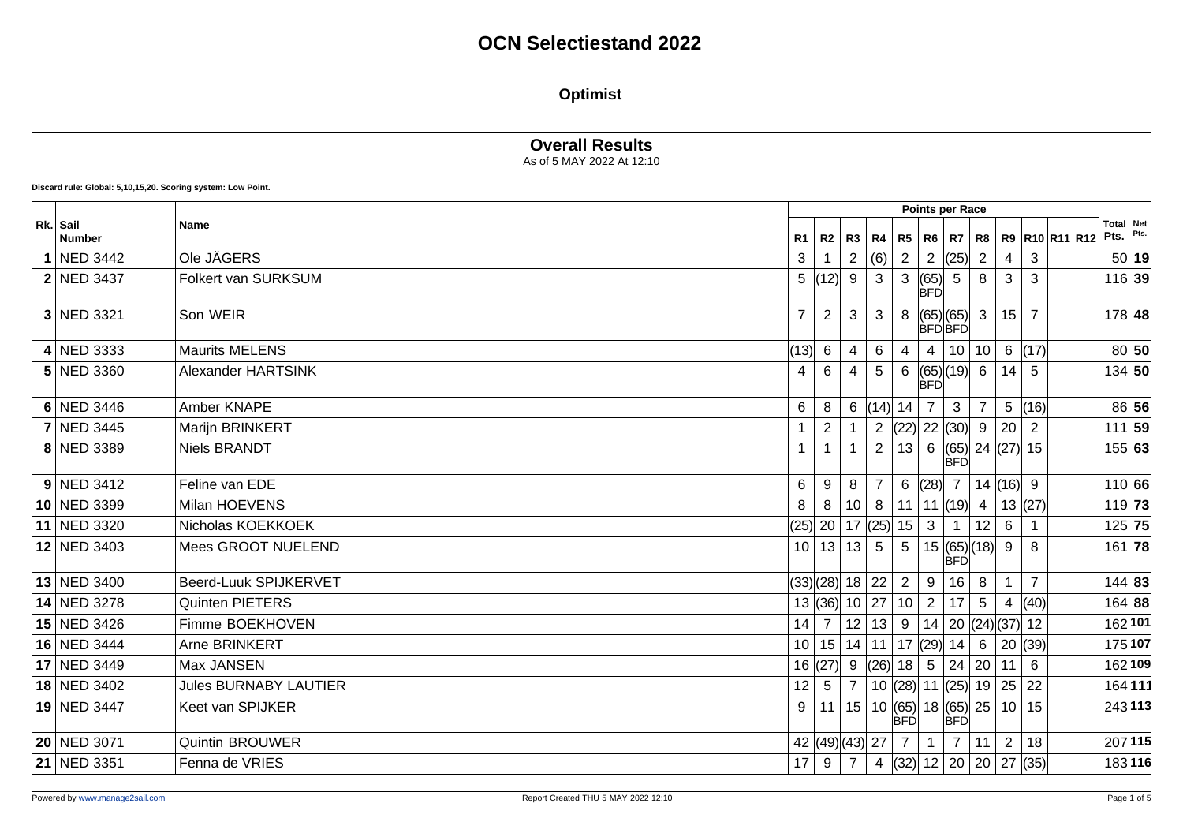# OCN Selectiestand 2022

## Optimist

### Overall Results

As of 5 MAY 2022 At 12:10

**Discard rule: Global: 5,10,15,20. Scoring system: Low Point.**

| Rk. | Sail Number | Name | R1 | R2 | R3 | R4 | R5 | R6 | R7 | R8 | R9 | R10 | R11 | R12 | Total Pts. | Net Pts. |
|---|---|---|---|---|---|---|---|---|---|---|---|---|---|---|---|---|
| 1 | NED 3442 | Ole JÄGERS | 3 | 1 | 2 | (6) | 2 | 2 | (25) | 2 | 4 | 3 | | | 50 | **19** |
| 2 | NED 3437 | Folkert van SURKSUM | 5 | (12) | 9 | 3 | 3 | (65) BFD | 5 | 8 | 3 | 3 | | | 116 | **39** |
| 3 | NED 3321 | Son WEIR | 7 | 2 | 3 | 3 | 8 | (65) BFD | (65) BFD | 3 | 15 | 7 | | | 178 | **48** |
| 4 | NED 3333 | Maurits MELENS | (13) | 6 | 4 | 6 | 4 | 4 | 10 | 10 | 6 | (17) | | | 80 | **50** |
| 5 | NED 3360 | Alexander HARTSINK | 4 | 6 | 4 | 5 | 6 | (65) BFD | (19) | 6 | 14 | 5 | | | 134 | **50** |
| 6 | NED 3446 | Amber KNAPE | 6 | 8 | 6 | (14) | 14 | 7 | 3 | 7 | 5 | (16) | | | 86 | **56** |
| 7 | NED 3445 | Marijn BRINKERT | 1 | 2 | 1 | 2 | (22) | 22 | (30) | 9 | 20 | 2 | | | 111 | **59** |
| 8 | NED 3389 | Niels BRANDT | 1 | 1 | 1 | 2 | 13 | 6 | (65) BFD | 24 | (27) | 15 | | | 155 | **63** |
| 9 | NED 3412 | Feline van EDE | 6 | 9 | 8 | 7 | 6 | (28) | 7 | 14 | (16) | 9 | | | 110 | **66** |
| 10 | NED 3399 | Milan HOEVENS | 8 | 8 | 10 | 8 | 11 | 11 | (19) | 4 | 13 | (27) | | | 119 | **73** |
| 11 | NED 3320 | Nicholas KOEKKOEK | (25) | 20 | 17 | (25) | 15 | 3 | 1 | 12 | 6 | 1 | | | 125 | **75** |
| 12 | NED 3403 | Mees GROOT NUELEND | 10 | 13 | 13 | 5 | 5 | 15 | (65) BFD | (18) | 9 | 8 | | | 161 | **78** |
| 13 | NED 3400 | Beerd-Luuk SPIJKERVET | (33) | (28) | 18 | 22 | 2 | 9 | 16 | 8 | 1 | 7 | | | 144 | **83** |
| 14 | NED 3278 | Quinten PIETERS | 13 | (36) | 10 | 27 | 10 | 2 | 17 | 5 | 4 | (40) | | | 164 | **88** |
| 15 | NED 3426 | Fimme BOEKHOVEN | 14 | 7 | 12 | 13 | 9 | 14 | 20 | (24) | (37) | 12 | | | 162 | **101** |
| 16 | NED 3444 | Arne BRINKERT | 10 | 15 | 14 | 11 | 17 | (29) | 14 | 6 | 20 | (39) | | | 175 | **107** |
| 17 | NED 3449 | Max JANSEN | 16 | (27) | 9 | (26) | 18 | 5 | 24 | 20 | 11 | 6 | | | 162 | **109** |
| 18 | NED 3402 | Jules BURNABY LAUTIER | 12 | 5 | 7 | 10 | (28) | 11 | (25) | 19 | 25 | 22 | | | 164 | **111** |
| 19 | NED 3447 | Keet van SPIJKER | 9 | 11 | 15 | 10 | (65) BFD | 18 | (65) BFD | 25 | 10 | 15 | | | 243 | **113** |
| 20 | NED 3071 | Quintin BROUWER | 42 | (49) | (43) | 27 | 7 | 1 | 7 | 11 | 2 | 18 | | | 207 | **115** |
| 21 | NED 3351 | Fenna de VRIES | 17 | 9 | 7 | 4 | (32) | 12 | 20 | 20 | 27 | (35) | | | 183 | **116** |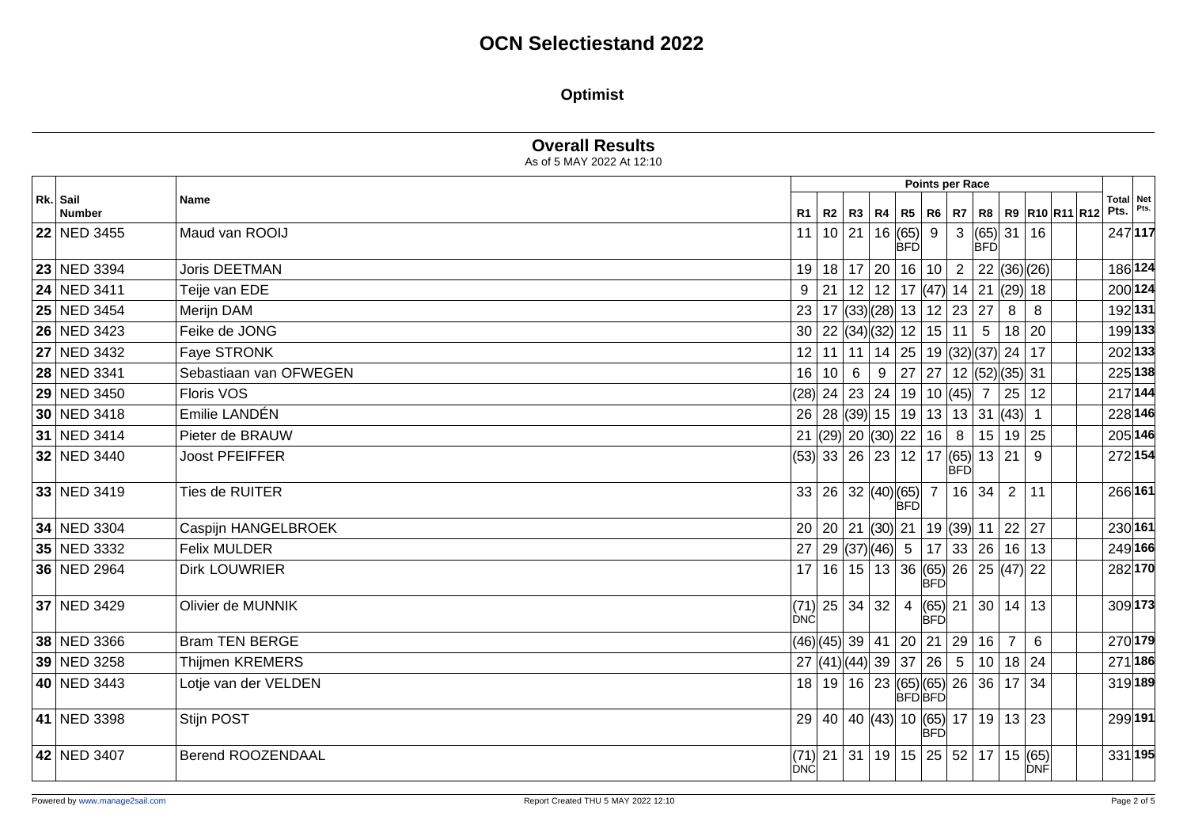# OCN Selectiestand 2022

## Optimist

### Overall Results

As of 5 MAY 2022 At 12:10

| Rk. | Sail Number | Name | R1 | R2 | R3 | R4 | R5 | R6 | R7 | R8 | R9 | R10 | R11 | R12 | Total Pts. | Net Pts. |
|---|---|---|---|---|---|---|---|---|---|---|---|---|---|---|---|---|
| 22 | NED 3455 | Maud van ROOIJ | 11 | 10 | 21 | 16 | (65) BFD | 9 | 3 | (65) BFD | 31 | 16 | | | 247 | **117** |
| 23 | NED 3394 | Joris DEETMAN | 19 | 18 | 17 | 20 | 16 | 10 | 2 | 22 | (36) | (26) | | | 186 | **124** |
| 24 | NED 3411 | Teije van EDE | 9 | 21 | 12 | 12 | 17 | (47) | 14 | 21 | (29) | 18 | | | 200 | **124** |
| 25 | NED 3454 | Merijn DAM | 23 | 17 | (33) | (28) | 13 | 12 | 23 | 27 | 8 | 8 | | | 192 | **131** |
| 26 | NED 3423 | Feike de JONG | 30 | 22 | (34) | (32) | 12 | 15 | 11 | 5 | 18 | 20 | | | 199 | **133** |
| 27 | NED 3432 | Faye STRONK | 12 | 11 | 11 | 14 | 25 | 19 | (32) | (37) | 24 | 17 | | | 202 | **133** |
| 28 | NED 3341 | Sebastiaan van OFWEGEN | 16 | 10 | 6 | 9 | 27 | 27 | 12 | (52) | (35) | 31 | | | 225 | **138** |
| 29 | NED 3450 | Floris VOS | (28) | 24 | 23 | 24 | 19 | 10 | (45) | 7 | 25 | 12 | | | 217 | **144** |
| 30 | NED 3418 | Emilie LANDÉN | 26 | 28 | (39) | 15 | 19 | 13 | 13 | 31 | (43) | 1 | | | 228 | **146** |
| 31 | NED 3414 | Pieter de BRAUW | 21 | (29) | 20 | (30) | 22 | 16 | 8 | 15 | 19 | 25 | | | 205 | **146** |
| 32 | NED 3440 | Joost PFEIFFER | (53) | 33 | 26 | 23 | 12 | 17 | (65) BFD | 13 | 21 | 9 | | | 272 | **154** |
| 33 | NED 3419 | Ties de RUITER | 33 | 26 | 32 | (40) | (65) BFD | 7 | 16 | 34 | 2 | 11 | | | 266 | **161** |
| 34 | NED 3304 | Caspijn HANGELBROEK | 20 | 20 | 21 | (30) | 21 | 19 | (39) | 11 | 22 | 27 | | | 230 | **161** |
| 35 | NED 3332 | Felix MULDER | 27 | 29 | (37) | (46) | 5 | 17 | 33 | 26 | 16 | 13 | | | 249 | **166** |
| 36 | NED 2964 | Dirk LOUWRIER | 17 | 16 | 15 | 13 | 36 | (65) BFD | 26 | 25 | (47) | 22 | | | 282 | **170** |
| 37 | NED 3429 | Olivier de MUNNIK | (71) DNC | 25 | 34 | 32 | 4 | (65) BFD | 21 | 30 | 14 | 13 | | | 309 | **173** |
| 38 | NED 3366 | Bram TEN BERGE | (46) | (45) | 39 | 41 | 20 | 21 | 29 | 16 | 7 | 6 | | | 270 | **179** |
| 39 | NED 3258 | Thijmen KREMERS | 27 | (41) | (44) | 39 | 37 | 26 | 5 | 10 | 18 | 24 | | | 271 | **186** |
| 40 | NED 3443 | Lotje van der VELDEN | 18 | 19 | 16 | 23 | (65) BFD | (65) BFD | 26 | 36 | 17 | 34 | | | 319 | **189** |
| 41 | NED 3398 | Stijn POST | 29 | 40 | 40 | (43) | 10 | (65) BFD | 17 | 19 | 13 | 23 | | | 299 | **191** |
| 42 | NED 3407 | Berend ROOZENDAAL | (71) DNC | 21 | 31 | 19 | 15 | 25 | 52 | 17 | 15 | (65) DNF | | | 331 | **195** |

Powered by www.manage2sail.com — Report Created THU 5 MAY 2022 12:10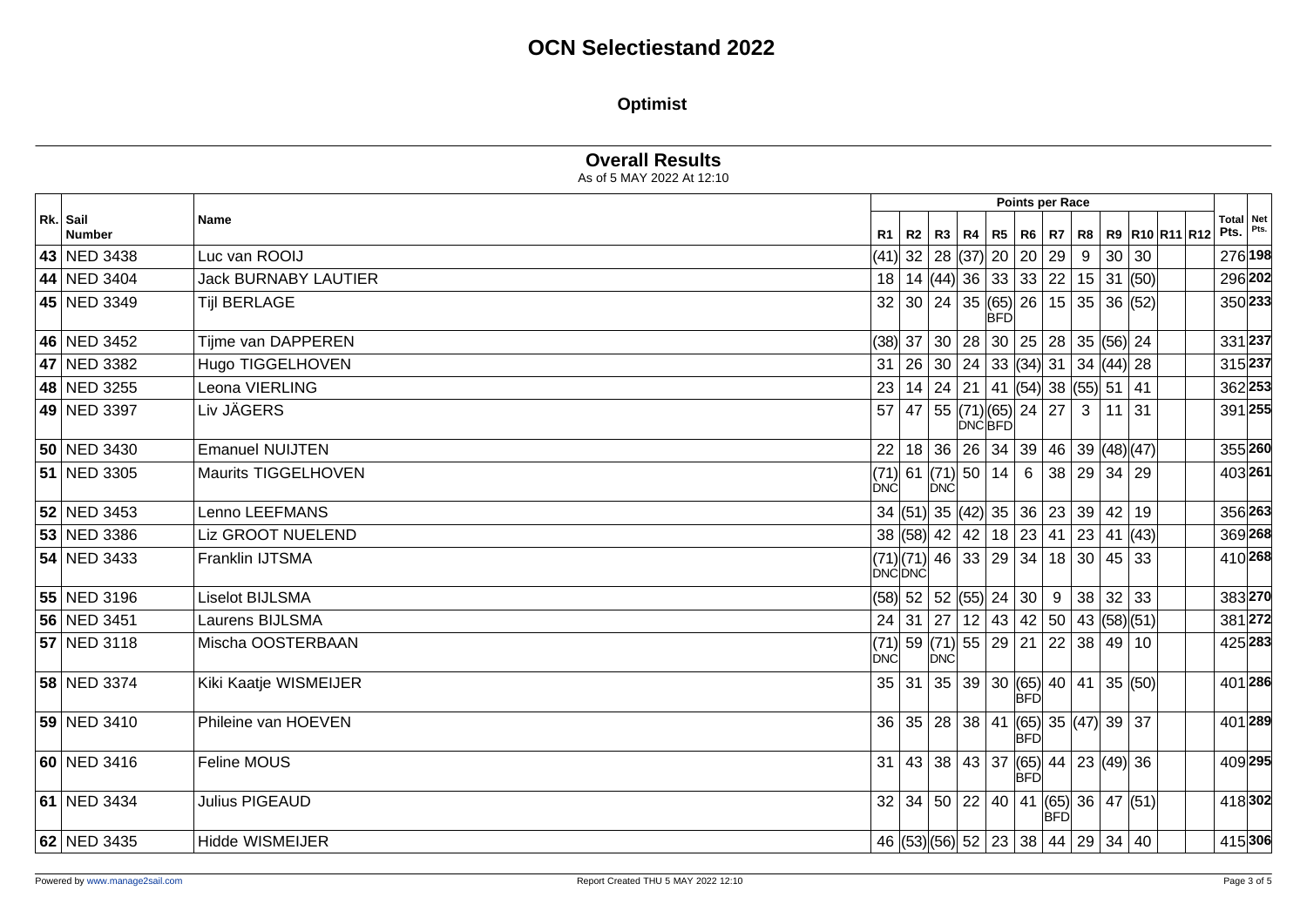# OCN Selectiestand 2022

## Optimist

### Overall Results

As of 5 MAY 2022 At 12:10

| Rk. | Sail Number | Name | R1 | R2 | R3 | R4 | R5 | R6 | R7 | R8 | R9 | R10 | R11 | R12 | Total Pts. | Net Pts. |
|---|---|---|---|---|---|---|---|---|---|---|---|---|---|---|---|---|
| 43 | NED 3438 | Luc van ROOIJ | (41) | 32 | 28 | (37) | 20 | 20 | 29 | 9 | 30 | 30 | | | 276 | **198** |
| 44 | NED 3404 | Jack BURNABY LAUTIER | 18 | 14 | (44) | 36 | 33 | 33 | 22 | 15 | 31 | (50) | | | 296 | **202** |
| 45 | NED 3349 | Tijl BERLAGE | 32 | 30 | 24 | 35 | (65) BFD | 26 | 15 | 35 | 36 | (52) | | | 350 | **233** |
| 46 | NED 3452 | Tijme van DAPPEREN | (38) | 37 | 30 | 28 | 30 | 25 | 28 | 35 | (56) | 24 | | | 331 | **237** |
| 47 | NED 3382 | Hugo TIGGELHOVEN | 31 | 26 | 30 | 24 | 33 | (34) | 31 | 34 | (44) | 28 | | | 315 | **237** |
| 48 | NED 3255 | Leona VIERLING | 23 | 14 | 24 | 21 | 41 | (54) | 38 | (55) | 51 | 41 | | | 362 | **253** |
| 49 | NED 3397 | Liv JÄGERS | 57 | 47 | 55 | (71) DNC | (65) BFD | 24 | 27 | 3 | 11 | 31 | | | 391 | **255** |
| 50 | NED 3430 | Emanuel NUIJTEN | 22 | 18 | 36 | 26 | 34 | 39 | 46 | 39 | (48) | (47) | | | 355 | **260** |
| 51 | NED 3305 | Maurits TIGGELHOVEN | (71) DNC | 61 | (71) DNC | 50 | 14 | 6 | 38 | 29 | 34 | 29 | | | 403 | **261** |
| 52 | NED 3453 | Lenno LEEFMANS | 34 | (51) | 35 | (42) | 35 | 36 | 23 | 39 | 42 | 19 | | | 356 | **263** |
| 53 | NED 3386 | Liz GROOT NUELEND | 38 | (58) | 42 | 42 | 18 | 23 | 41 | 23 | 41 | (43) | | | 369 | **268** |
| 54 | NED 3433 | Franklin IJTSMA | (71) DNC | (71) DNC | 46 | 33 | 29 | 34 | 18 | 30 | 45 | 33 | | | 410 | **268** |
| 55 | NED 3196 | Liselot BIJLSMA | (58) | 52 | 52 | (55) | 24 | 30 | 9 | 38 | 32 | 33 | | | 383 | **270** |
| 56 | NED 3451 | Laurens BIJLSMA | 24 | 31 | 27 | 12 | 43 | 42 | 50 | 43 | (58) | (51) | | | 381 | **272** |
| 57 | NED 3118 | Mischa OOSTERBAAN | (71) DNC | 59 | (71) DNC | 55 | 29 | 21 | 22 | 38 | 49 | 10 | | | 425 | **283** |
| 58 | NED 3374 | Kiki Kaatje WISMEIJER | 35 | 31 | 35 | 39 | 30 | (65) BFD | 40 | 41 | 35 | (50) | | | 401 | **286** |
| 59 | NED 3410 | Phileine van HOEVEN | 36 | 35 | 28 | 38 | 41 | (65) BFD | 35 | (47) | 39 | 37 | | | 401 | **289** |
| 60 | NED 3416 | Feline MOUS | 31 | 43 | 38 | 43 | 37 | (65) BFD | 44 | 23 | (49) | 36 | | | 409 | **295** |
| 61 | NED 3434 | Julius PIGEAUD | 32 | 34 | 50 | 22 | 40 | 41 | (65) BFD | 36 | 47 | (51) | | | 418 | **302** |
| 62 | NED 3435 | Hidde WISMEIJER | 46 | (53) | (56) | 52 | 23 | 38 | 44 | 29 | 34 | 40 | | | 415 | **306** |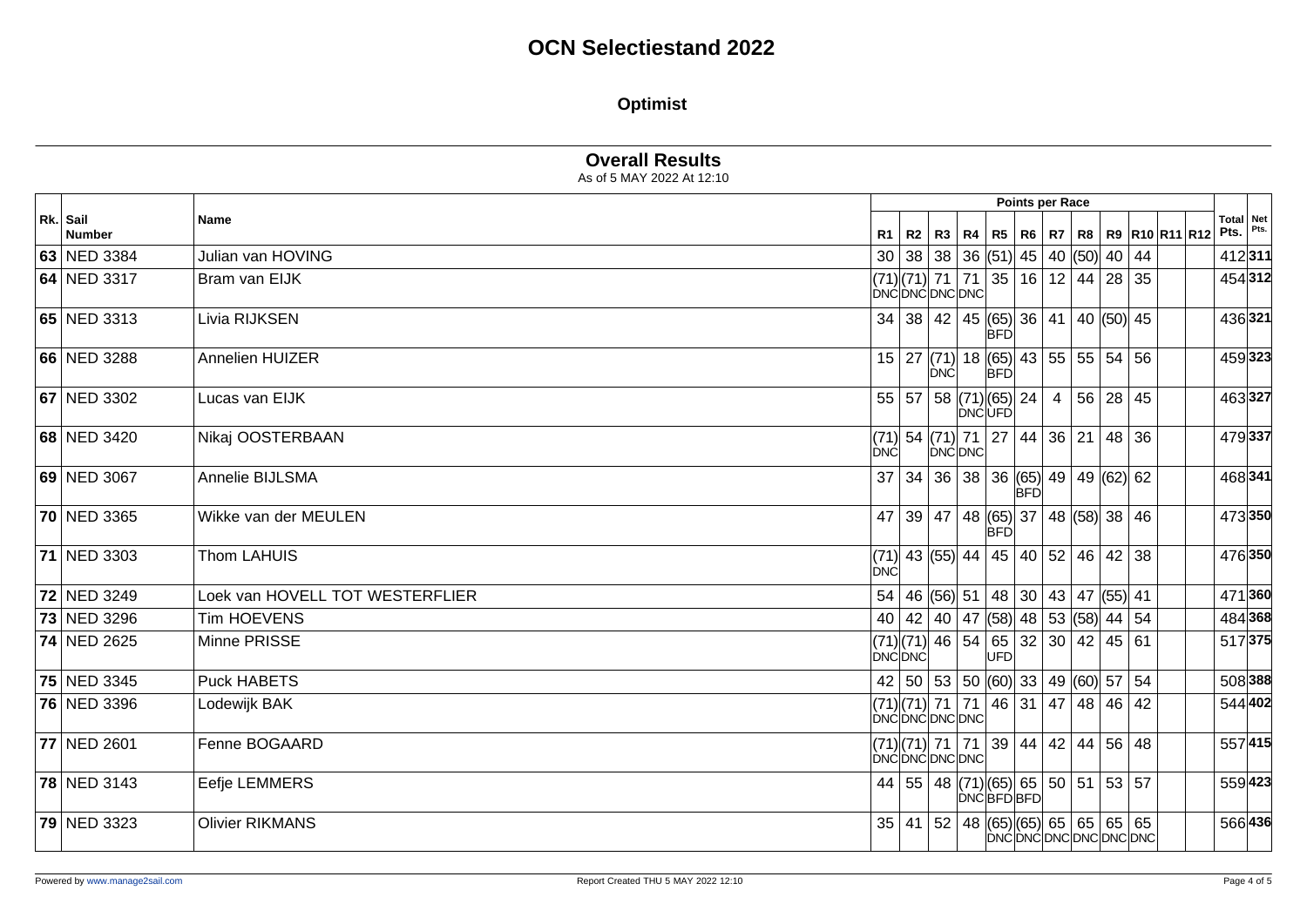# OCN Selectiestand 2022

## Optimist

### Overall Results

As of 5 MAY 2022 At 12:10

| Rk. | Sail Number | Name | R1 | R2 | R3 | R4 | R5 | R6 | R7 | R8 | R9 | R10 | R11 | R12 | Total Pts. | Net Pts. |
|---|---|---|---|---|---|---|---|---|---|---|---|---|---|---|---|---|
| | | | Points per Race | | | | | | | | | | | | | |
| **63** | NED 3384 | Julian van HOVING | 30 | 38 | 38 | 36 | (51) | 45 | 40 | (50) | 40 | 44 | | | 412 | **311** |
| **64** | NED 3317 | Bram van EIJK | (71) DNC | (71) DNC | 71 DNC | 71 DNC | 35 | 16 | 12 | 44 | 28 | 35 | | | 454 | **312** |
| **65** | NED 3313 | Livia RIJKSEN | 34 | 38 | 42 | 45 | (65) BFD | 36 | 41 | 40 | (50) | 45 | | | 436 | **321** |
| **66** | NED 3288 | Annelien HUIZER | 15 | 27 | (71) DNC | 18 | (65) BFD | 43 | 55 | 55 | 54 | 56 | | | 459 | **323** |
| **67** | NED 3302 | Lucas van EIJK | 55 | 57 | 58 | (71) DNC | (65) UFD | 24 | 4 | 56 | 28 | 45 | | | 463 | **327** |
| **68** | NED 3420 | Nikaj OOSTERBAAN | (71) DNC | 54 | (71) DNC | 71 DNC | 27 | 44 | 36 | 21 | 48 | 36 | | | 479 | **337** |
| **69** | NED 3067 | Annelie BIJLSMA | 37 | 34 | 36 | 38 | 36 | (65) BFD | 49 | 49 | (62) | 62 | | | 468 | **341** |
| **70** | NED 3365 | Wikke van der MEULEN | 47 | 39 | 47 | 48 | (65) BFD | 37 | 48 | (58) | 38 | 46 | | | 473 | **350** |
| **71** | NED 3303 | Thom LAHUIS | (71) DNC | 43 | (55) | 44 | 45 | 40 | 52 | 46 | 42 | 38 | | | 476 | **350** |
| **72** | NED 3249 | Loek van HOVELL TOT WESTERFLIER | 54 | 46 | (56) | 51 | 48 | 30 | 43 | 47 | (55) | 41 | | | 471 | **360** |
| **73** | NED 3296 | Tim HOEVENS | 40 | 42 | 40 | 47 | (58) | 48 | 53 | (58) | 44 | 54 | | | 484 | **368** |
| **74** | NED 2625 | Minne PRISSE | (71) DNC | (71) DNC | 46 | 54 | 65 UFD | 32 | 30 | 42 | 45 | 61 | | | 517 | **375** |
| **75** | NED 3345 | Puck HABETS | 42 | 50 | 53 | 50 | (60) | 33 | 49 | (60) | 57 | 54 | | | 508 | **388** |
| **76** | NED 3396 | Lodewijk BAK | (71) DNC | (71) DNC | 71 DNC | 71 DNC | 46 | 31 | 47 | 48 | 46 | 42 | | | 544 | **402** |
| **77** | NED 2601 | Fenne BOGAARD | (71) DNC | (71) DNC | 71 DNC | 71 DNC | 39 | 44 | 42 | 44 | 56 | 48 | | | 557 | **415** |
| **78** | NED 3143 | Eefje LEMMERS | 44 | 55 | 48 | (71) DNC | (65) BFD | 65 BFD | 50 | 51 | 53 | 57 | | | 559 | **423** |
| **79** | NED 3323 | Olivier RIKMANS | 35 | 41 | 52 | 48 | (65) DNC | (65) DNC | 65 DNC | 65 DNC | 65 DNC | 65 DNC | | | 566 | **436** |

Powered by www.manage2sail.com

Report Created THU 5 MAY 2022 12:10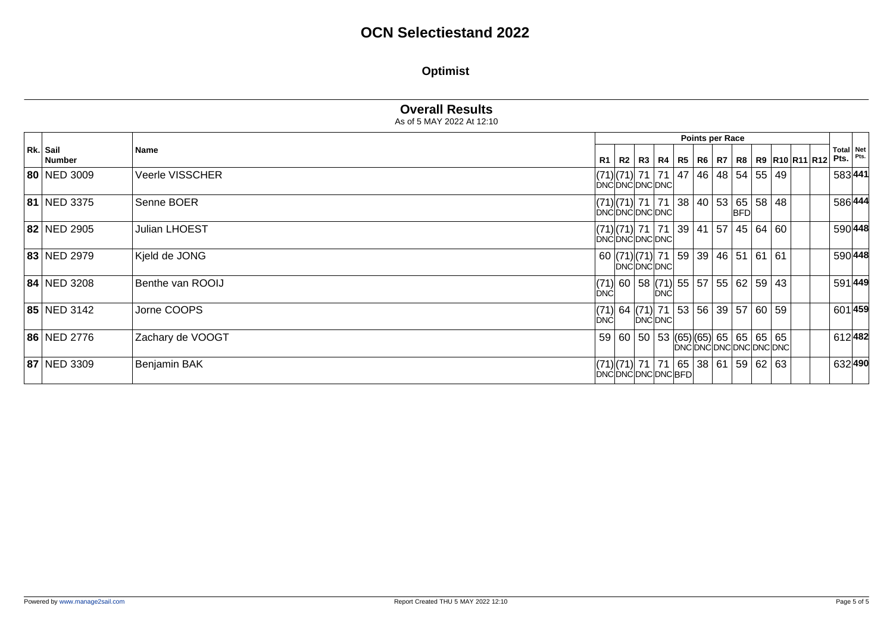# OCN Selectiestand 2022

## Optimist

### Overall Results

As of 5 MAY 2022 At 12:10

| Rk. | Sail Number | Name | Points per Race | | | | | | | | | | | | Total Pts. | Net Pts. |
|---|---|---|---|---|---|---|---|---|---|---|---|---|---|---|---|---|
| | | | R1 | R2 | R3 | R4 | R5 | R6 | R7 | R8 | R9 | R10 | R11 | R12 | | |
| **80** | NED 3009 | Veerle VISSCHER | (71) DNC | (71) DNC | 71 DNC | 71 DNC | 47 | 46 | 48 | 54 | 55 | 49 | | | 583 | **441** |
| **81** | NED 3375 | Senne BOER | (71) DNC | (71) DNC | 71 DNC | 71 DNC | 38 | 40 | 53 | 65 BFD | 58 | 48 | | | 586 | **444** |
| **82** | NED 2905 | Julian LHOEST | (71) DNC | (71) DNC | 71 DNC | 71 DNC | 39 | 41 | 57 | 45 | 64 | 60 | | | 590 | **448** |
| **83** | NED 2979 | Kjeld de JONG | 60 | (71) DNC | (71) DNC | 71 DNC | 59 | 39 | 46 | 51 | 61 | 61 | | | 590 | **448** |
| **84** | NED 3208 | Benthe van ROOIJ | (71) DNC | 60 | 58 | (71) DNC | 55 | 57 | 55 | 62 | 59 | 43 | | | 591 | **449** |
| **85** | NED 3142 | Jorne COOPS | (71) DNC | 64 | (71) DNC | 71 DNC | 53 | 56 | 39 | 57 | 60 | 59 | | | 601 | **459** |
| **86** | NED 2776 | Zachary de VOOGT | 59 | 60 | 50 | 53 | (65) DNC | (65) DNC | 65 DNC | 65 DNC | 65 DNC | 65 DNC | | | 612 | **482** |
| **87** | NED 3309 | Benjamin BAK | (71) DNC | (71) DNC | 71 DNC | 71 DNC | 65 BFD | 38 | 61 | 59 | 62 | 63 | | | 632 | **490** |

Powered by www.manage2sail.com

Report Created THU 5 MAY 2022 12:10